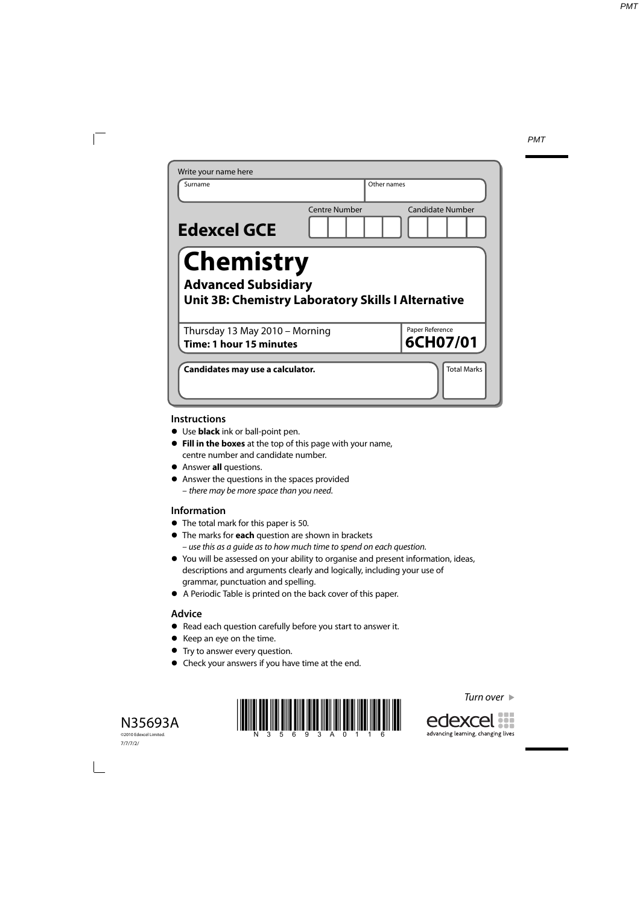Write your name here

Surname | Other names

**Edexcel GCE**

Centre Number | Candidate Number

# Chemistry

## Advanced Subsidiary

## Unit 3B: Chemistry Laboratory Skills I Alternative

Thursday 13 May 2010 – Morning
**Time: 1 hour 15 minutes**

Paper Reference
**6CH07/01**

**Candidates may use a calculator.**

Total Marks

### Instructions

- Use **black** ink or ball-point pen.
- **Fill in the boxes** at the top of this page with your name, centre number and candidate number.
- Answer **all** questions.
- Answer the questions in the spaces provided
  – *there may be more space than you need.*

### Information

- The total mark for this paper is 50.
- The marks for **each** question are shown in brackets
  – *use this as a guide as to how much time to spend on each question.*
- You will be assessed on your ability to organise and present information, ideas, descriptions and arguments clearly and logically, including your use of grammar, punctuation and spelling.
- A Periodic Table is printed on the back cover of this paper.

### Advice

- Read each question carefully before you start to answer it.
- Keep an eye on the time.
- Try to answer every question.
- Check your answers if you have time at the end.

*Turn over*

N35693A
©2010 Edexcel Limited.
7/7/7/2/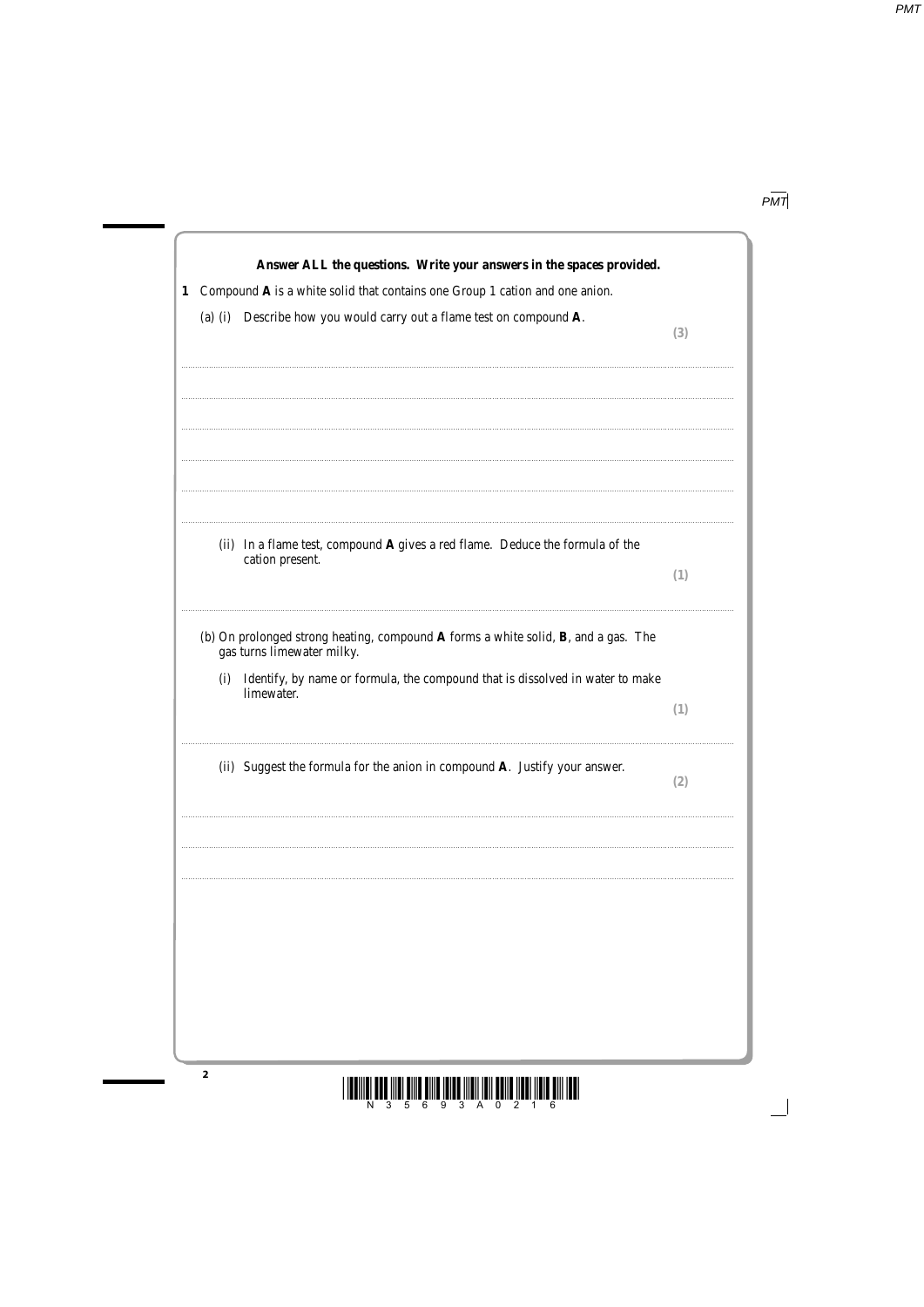**Answer ALL the questions. Write your answers in the spaces provided.**

**1** Compound **A** is a white solid that contains one Group 1 cation and one anion.

(a) (i) Describe how you would carry out a flame test on compound **A**.

**(3)**

..............................................................................................................................................

..............................................................................................................................................

..............................................................................................................................................

..............................................................................................................................................

..............................................................................................................................................

(ii) In a flame test, compound **A** gives a red flame. Deduce the formula of the cation present.

**(1)**

..............................................................................................................................................

(b) On prolonged strong heating, compound **A** forms a white solid, **B**, and a gas. The gas turns limewater milky.

(i) Identify, by name or formula, the compound that is dissolved in water to make limewater.

**(1)**

..............................................................................................................................................

(ii) Suggest the formula for the anion in compound **A**. Justify your answer.

**(2)**

..............................................................................................................................................

..............................................................................................................................................

..............................................................................................................................................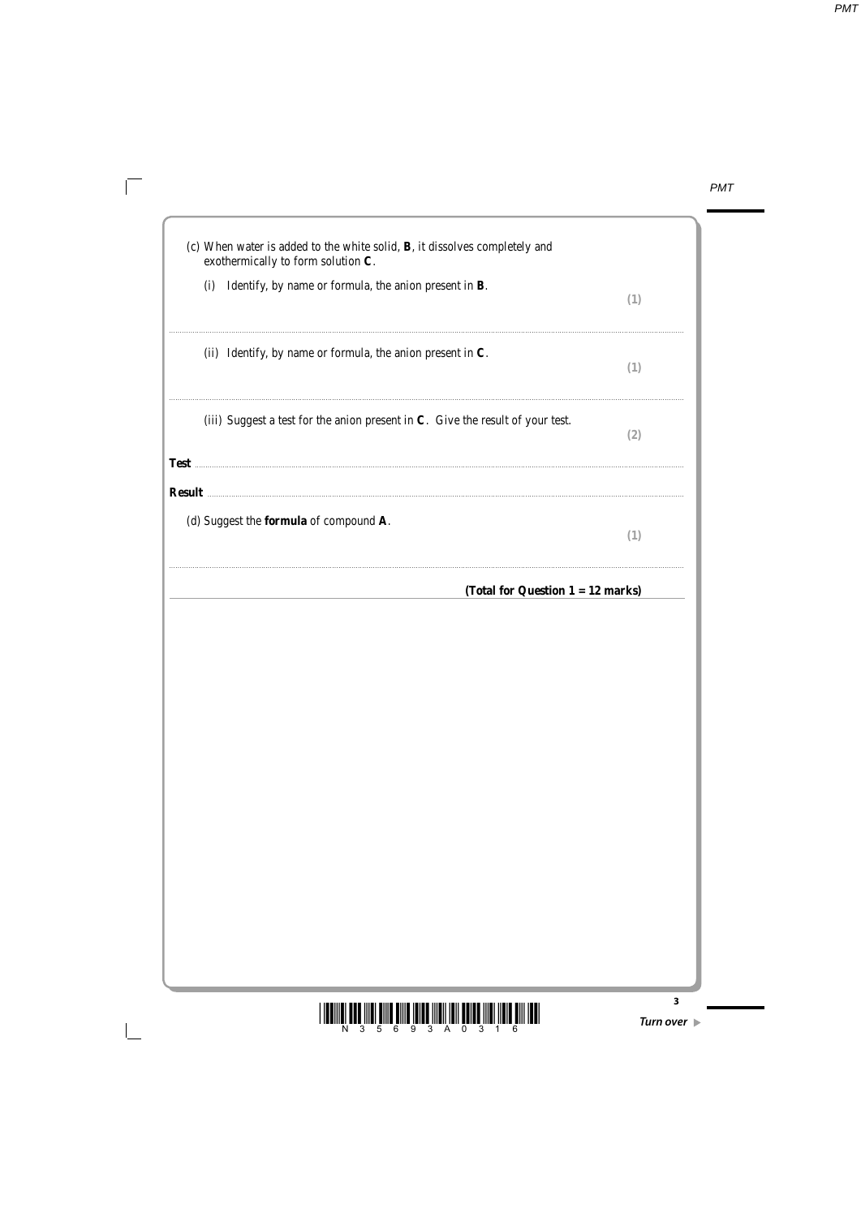(c) When water is added to the white solid, **B**, it dissolves completely and exothermically to form solution **C**.

(i) Identify, by name or formula, the anion present in **B**. **(1)**

..............................................................................................................................................

(ii) Identify, by name or formula, the anion present in **C**. **(1)**

..............................................................................................................................................

(iii) Suggest a test for the anion present in **C**. Give the result of your test. **(2)**

**Test** ..............................................................................................................................................

**Result** ..............................................................................................................................................

(d) Suggest the **formula** of compound **A**. **(1)**

..............................................................................................................................................

**(Total for Question 1 = 12 marks)**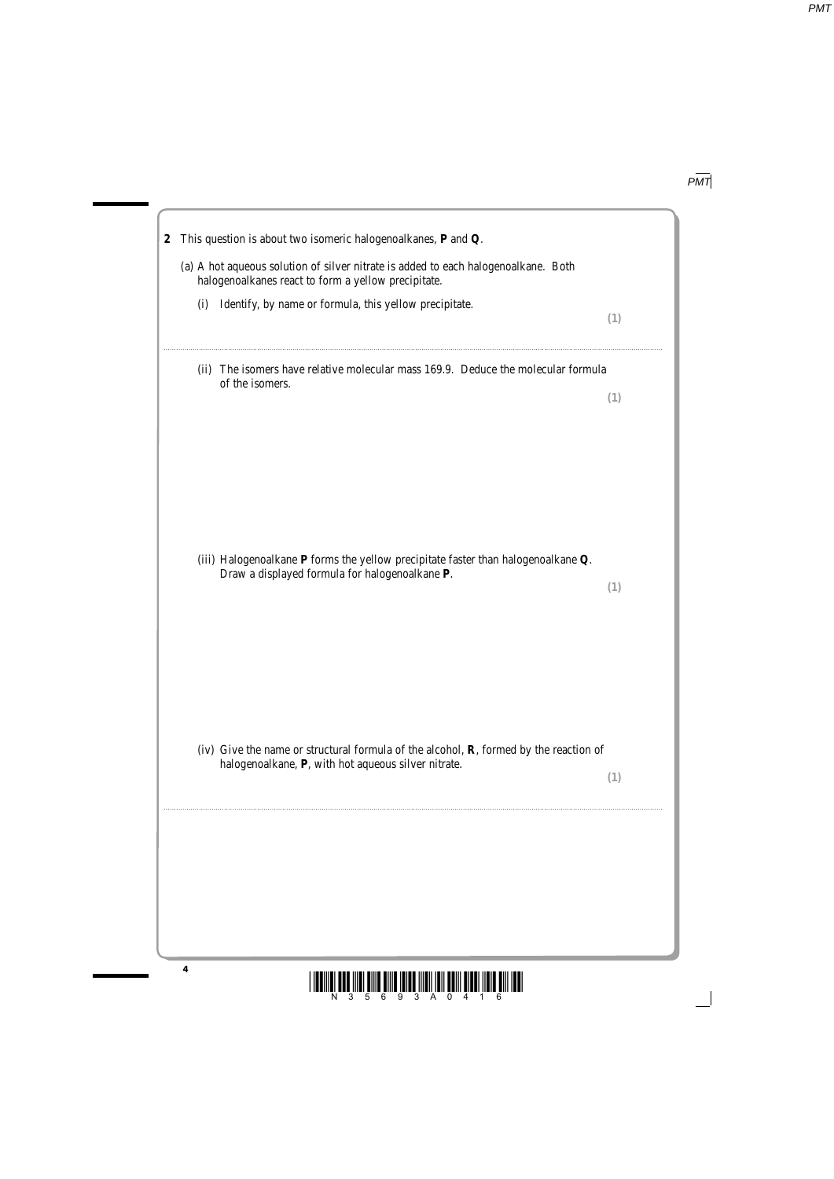**2** This question is about two isomeric halogenoalkanes, **P** and **Q**.

(a) A hot aqueous solution of silver nitrate is added to each halogenoalkane. Both halogenoalkanes react to form a yellow precipitate.

(i) Identify, by name or formula, this yellow precipitate.
**(1)**

..............................................................................................................................................

(ii) The isomers have relative molecular mass 169.9. Deduce the molecular formula of the isomers.
**(1)**

(iii) Halogenoalkane **P** forms the yellow precipitate faster than halogenoalkane **Q**. Draw a displayed formula for halogenoalkane **P**.
**(1)**

(iv) Give the name or structural formula of the alcohol, **R**, formed by the reaction of halogenoalkane, **P**, with hot aqueous silver nitrate.
**(1)**

..............................................................................................................................................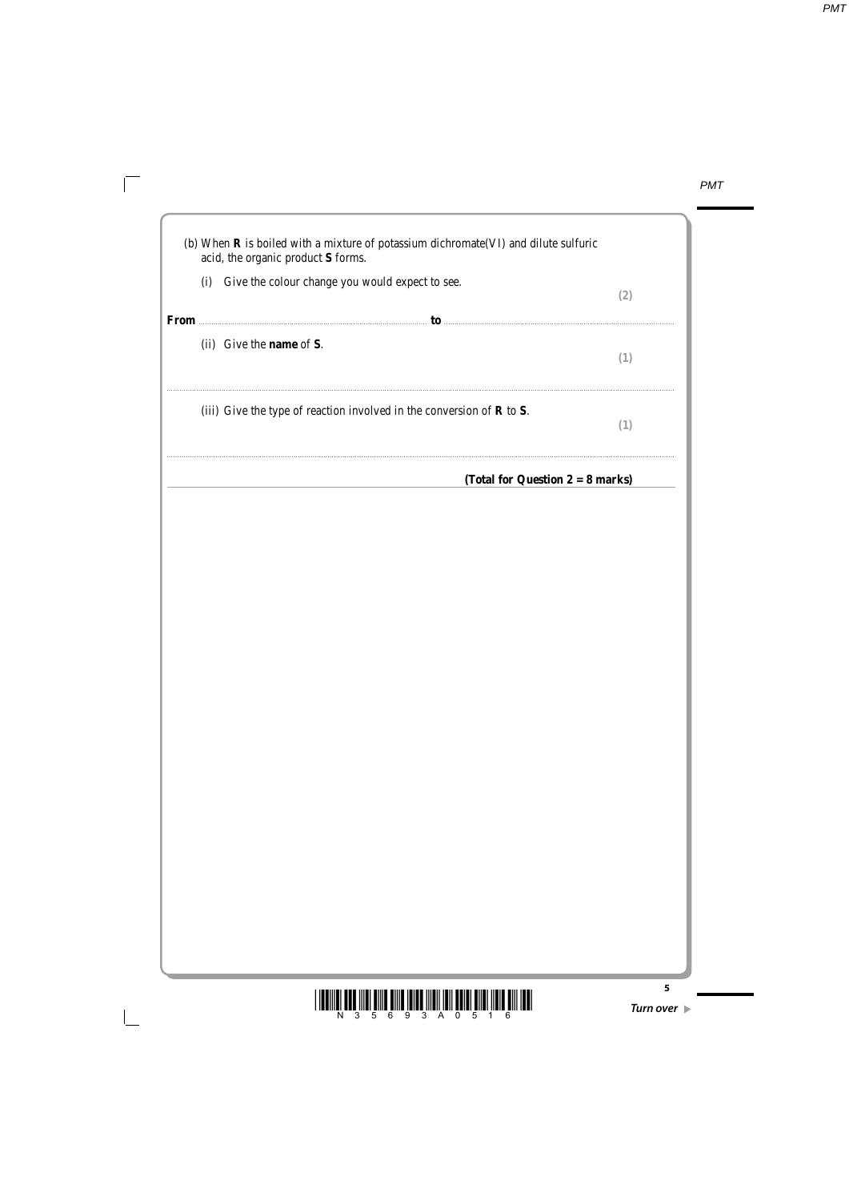(b) When **R** is boiled with a mixture of potassium dichromate(VI) and dilute sulfuric acid, the organic product **S** forms.

(i) Give the colour change you would expect to see. **(2)**

**From** .................................................................. **to** ..................................................................

(ii) Give the **name** of **S**. **(1)**

..........................................................................................................................................................

(iii) Give the type of reaction involved in the conversion of **R** to **S**. **(1)**

..........................................................................................................................................................

**(Total for Question 2 = 8 marks)**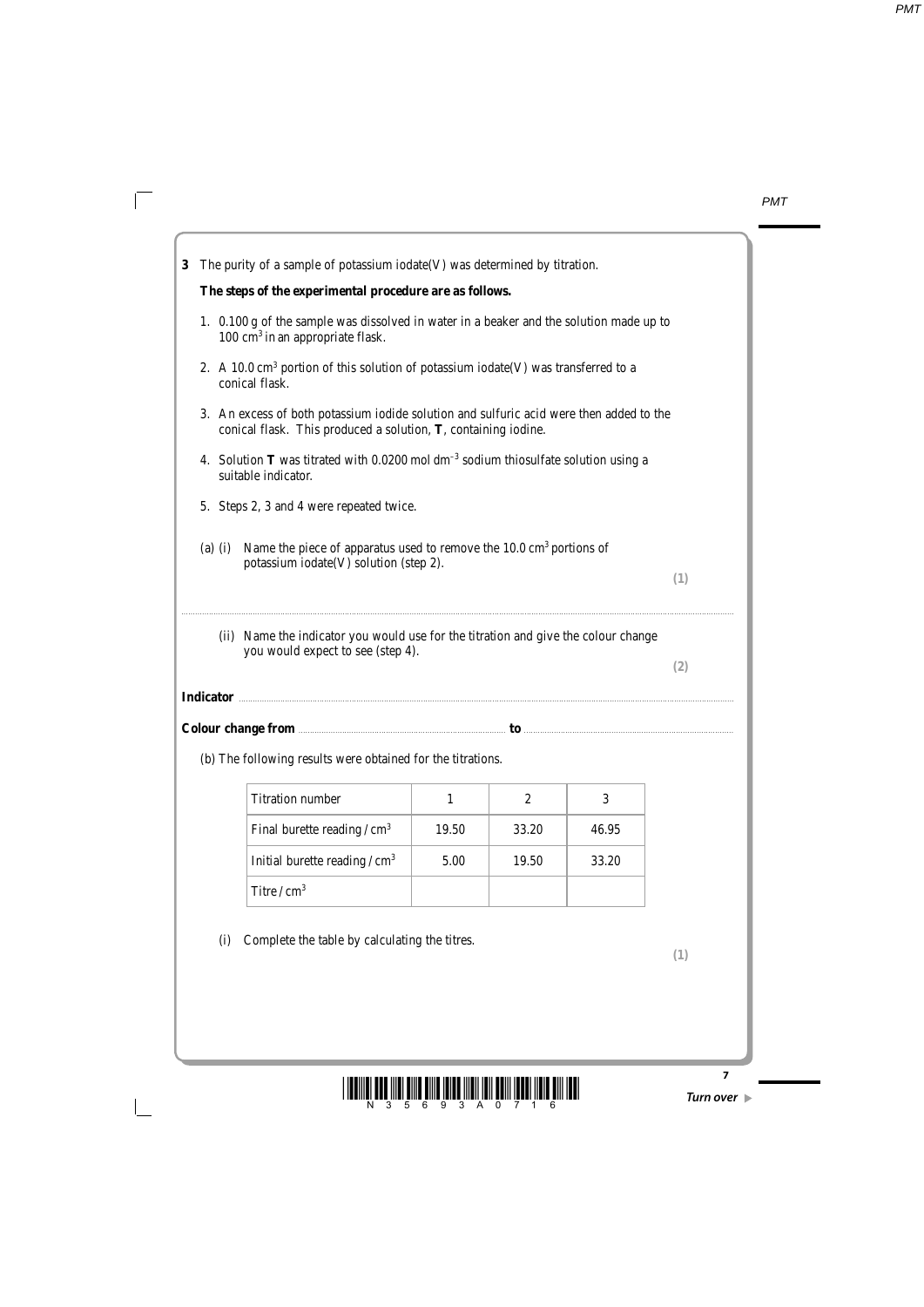**3** The purity of a sample of potassium iodate(V) was determined by titration.

**The steps of the experimental procedure are as follows.**

1. 0.100 g of the sample was dissolved in water in a beaker and the solution made up to 100 $cm^3$ in an appropriate flask.
2. A 10.0 $cm^3$ portion of this solution of potassium iodate(V) was transferred to a conical flask.
3. An excess of both potassium iodide solution and sulfuric acid were then added to the conical flask. This produced a solution, **T**, containing iodine.
4. Solution **T** was titrated with 0.0200 mol $dm^{-3}$ sodium thiosulfate solution using a suitable indicator.
5. Steps 2, 3 and 4 were repeated twice.

(a) (i) Name the piece of apparatus used to remove the 10.0 $cm^3$ portions of potassium iodate(V) solution (step 2).
**(1)**

..............................................................................................................................................

(ii) Name the indicator you would use for the titration and give the colour change you would expect to see (step 4).
**(2)**

**Indicator** ..............................................................................................................................

**Colour change from** .............................................................. **to** ..............................................................

(b) The following results were obtained for the titrations.

| Titration number | 1 | 2 | 3 |
|---|---|---|---|
| Final burette reading / $cm^3$ | 19.50 | 33.20 | 46.95 |
| Initial burette reading / $cm^3$ | 5.00 | 19.50 | 33.20 |
| Titre / $cm^3$ | | | |

(i) Complete the table by calculating the titres.
**(1)**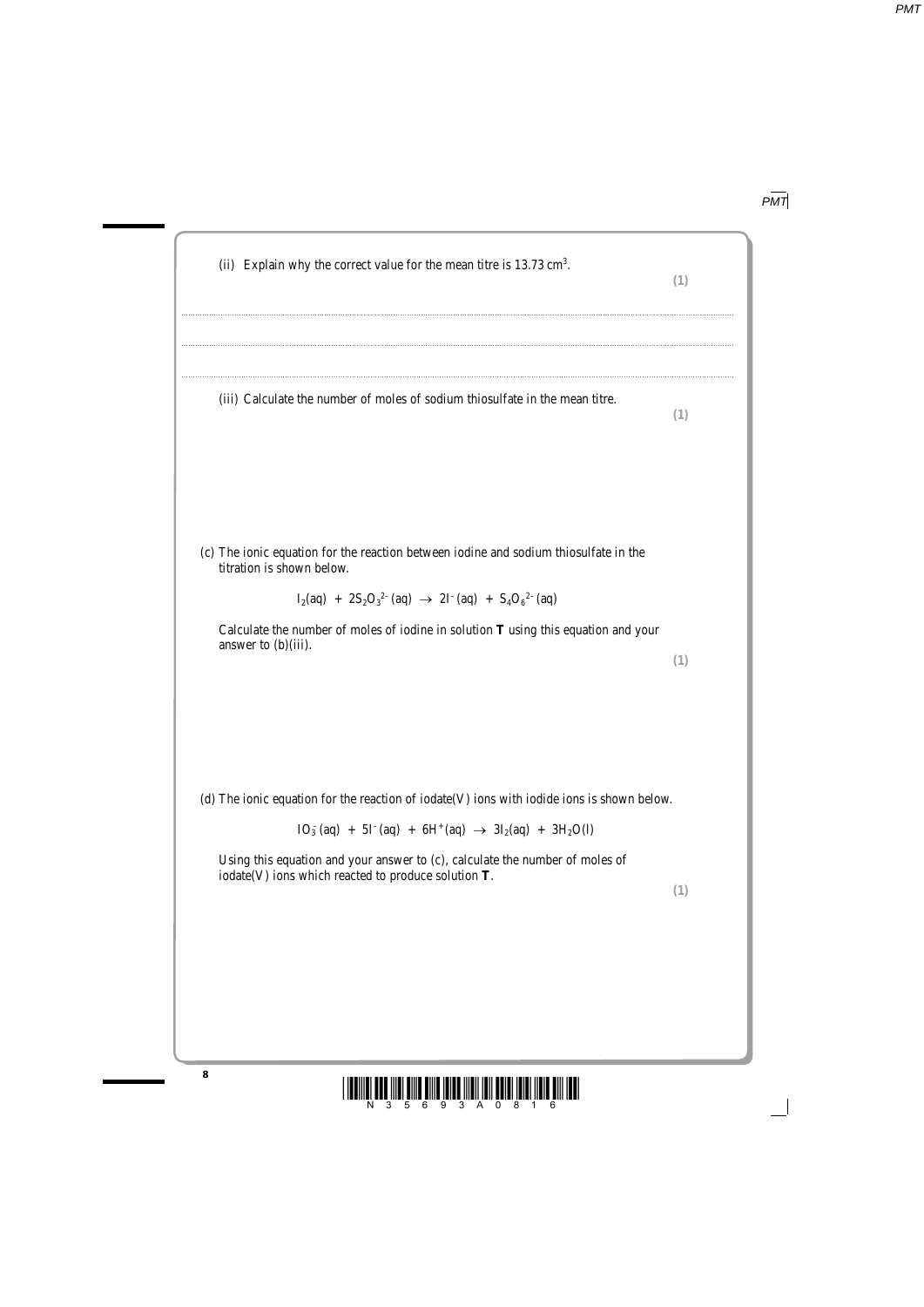(ii) Explain why the correct value for the mean titre is 13.73 $cm^3$. **(1)**

..............................................................................................................................................

..............................................................................................................................................

..............................................................................................................................................

(iii) Calculate the number of moles of sodium thiosulfate in the mean titre. **(1)**

(c) The ionic equation for the reaction between iodine and sodium thiosulfate in the titration is shown below.

$$I_2(aq) + 2S_2O_3^{2-}(aq) \rightarrow 2I^-(aq) + S_4O_6^{2-}(aq)$$

Calculate the number of moles of iodine in solution **T** using this equation and your answer to (b)(iii). **(1)**

(d) The ionic equation for the reaction of iodate(V) ions with iodide ions is shown below.

$$IO_3^-(aq) + 5I^-(aq) + 6H^+(aq) \rightarrow 3I_2(aq) + 3H_2O(l)$$

Using this equation and your answer to (c), calculate the number of moles of iodate(V) ions which reacted to produce solution **T**. **(1)**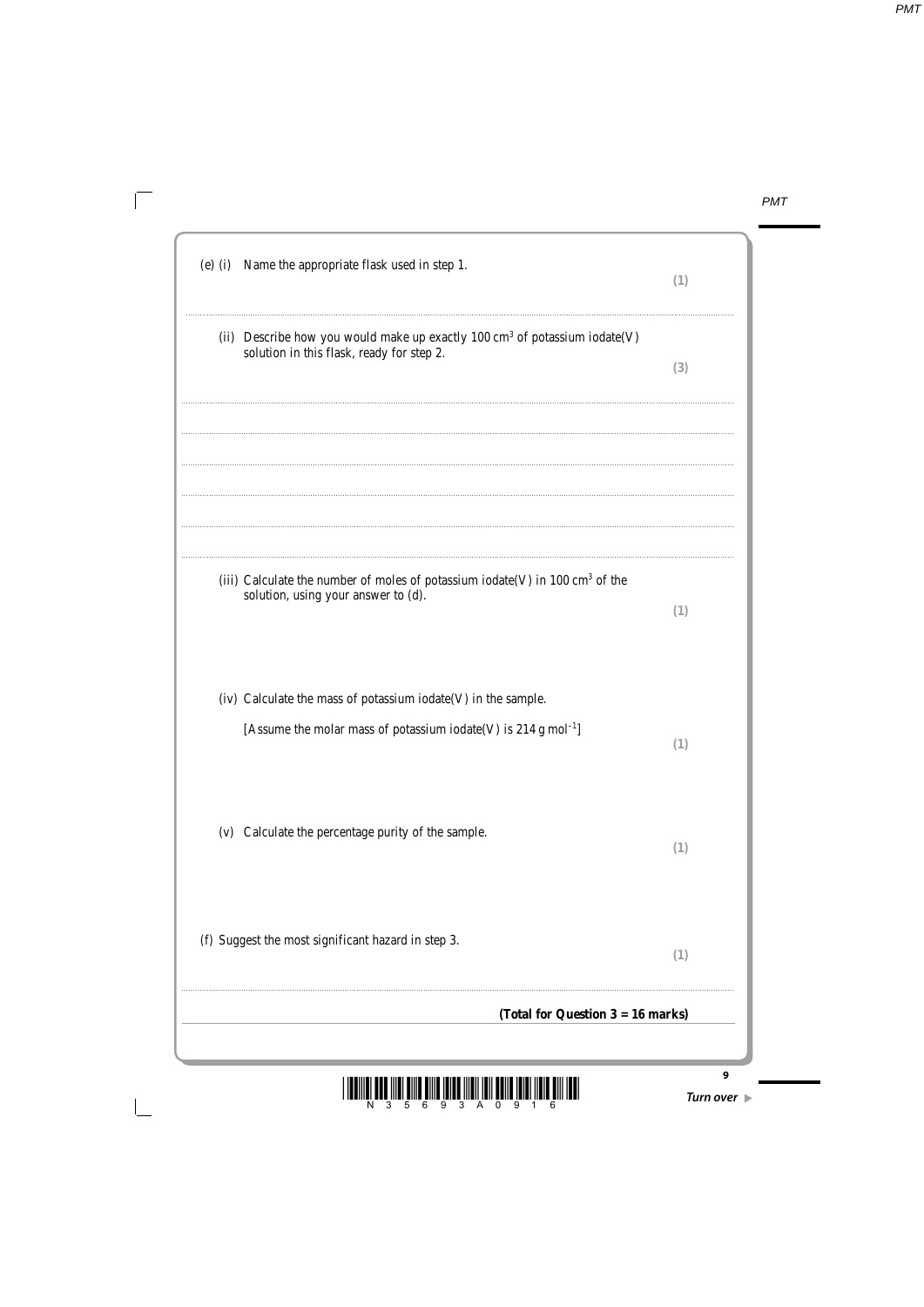(e) (i) Name the appropriate flask used in step 1.

**(1)**

..............................................................................................................................................

(ii) Describe how you would make up exactly 100 $cm^3$ of potassium iodate(V) solution in this flask, ready for step 2.

**(3)**

..............................................................................................................................................

..............................................................................................................................................

..............................................................................................................................................

..............................................................................................................................................

..............................................................................................................................................

(iii) Calculate the number of moles of potassium iodate(V) in 100 $cm^3$ of the solution, using your answer to (d).

**(1)**

(iv) Calculate the mass of potassium iodate(V) in the sample.

[Assume the molar mass of potassium iodate(V) is 214 g $mol^{-1}$]

**(1)**

(v) Calculate the percentage purity of the sample.

**(1)**

(f) Suggest the most significant hazard in step 3.

**(1)**

..............................................................................................................................................

**(Total for Question 3 = 16 marks)**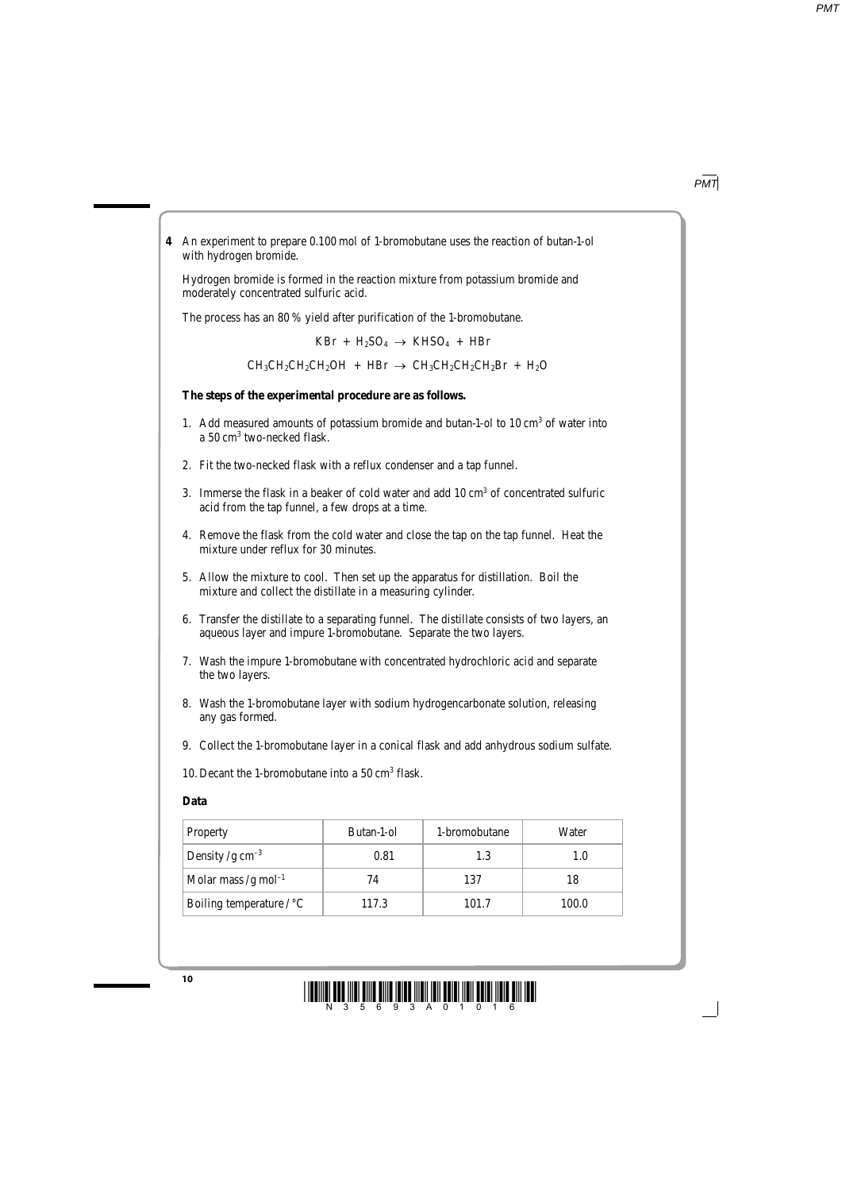**4** An experiment to prepare 0.100 mol of 1-bromobutane uses the reaction of butan-1-ol with hydrogen bromide.

Hydrogen bromide is formed in the reaction mixture from potassium bromide and moderately concentrated sulfuric acid.

The process has an 80 % yield after purification of the 1-bromobutane.

$$KBr + H_2SO_4 \rightarrow KHSO_4 + HBr$$

$$CH_3CH_2CH_2CH_2OH + HBr \rightarrow CH_3CH_2CH_2CH_2Br + H_2O$$

**The steps of the experimental procedure are as follows.**

1. Add measured amounts of potassium bromide and butan-1-ol to 10 $cm^3$ of water into a 50 $cm^3$ two-necked flask.

2. Fit the two-necked flask with a reflux condenser and a tap funnel.

3. Immerse the flask in a beaker of cold water and add 10 $cm^3$ of concentrated sulfuric acid from the tap funnel, a few drops at a time.

4. Remove the flask from the cold water and close the tap on the tap funnel. Heat the mixture under reflux for 30 minutes.

5. Allow the mixture to cool. Then set up the apparatus for distillation. Boil the mixture and collect the distillate in a measuring cylinder.

6. Transfer the distillate to a separating funnel. The distillate consists of two layers, an aqueous layer and impure 1-bromobutane. Separate the two layers.

7. Wash the impure 1-bromobutane with concentrated hydrochloric acid and separate the two layers.

8. Wash the 1-bromobutane layer with sodium hydrogencarbonate solution, releasing any gas formed.

9. Collect the 1-bromobutane layer in a conical flask and add anhydrous sodium sulfate.

10. Decant the 1-bromobutane into a 50 $cm^3$ flask.

**Data**

| Property | Butan-1-ol | 1-bromobutane | Water |
|---|---|---|---|
| Density / $g\,cm^{-3}$ | 0.81 | 1.3 | 1.0 |
| Molar mass / $g\,mol^{-1}$ | 74 | 137 | 18 |
| Boiling temperature / °C | 117.3 | 101.7 | 100.0 |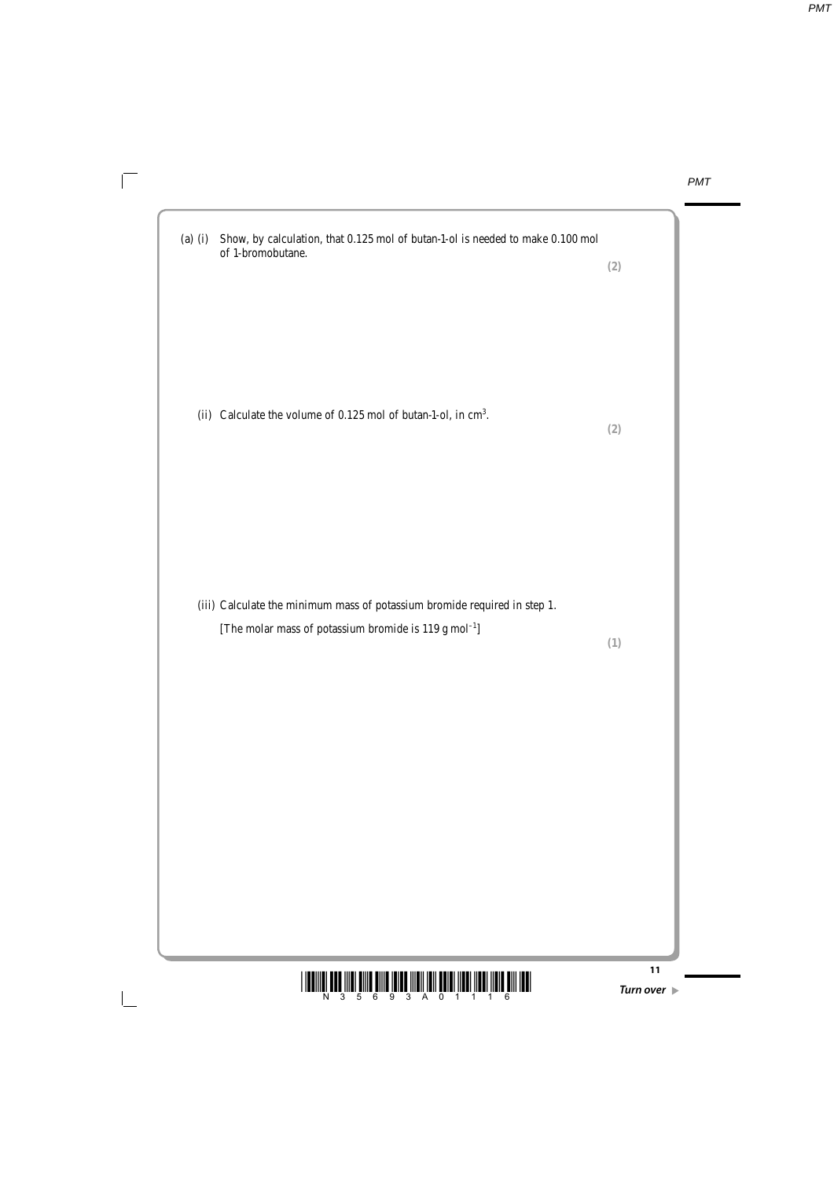(a) (i) Show, by calculation, that 0.125 mol of butan-1-ol is needed to make 0.100 mol of 1-bromobutane.

**(2)**

(ii) Calculate the volume of 0.125 mol of butan-1-ol, in $cm^3$.

**(2)**

(iii) Calculate the minimum mass of potassium bromide required in step 1.

[The molar mass of potassium bromide is 119 $g\,mol^{-1}$]

**(1)**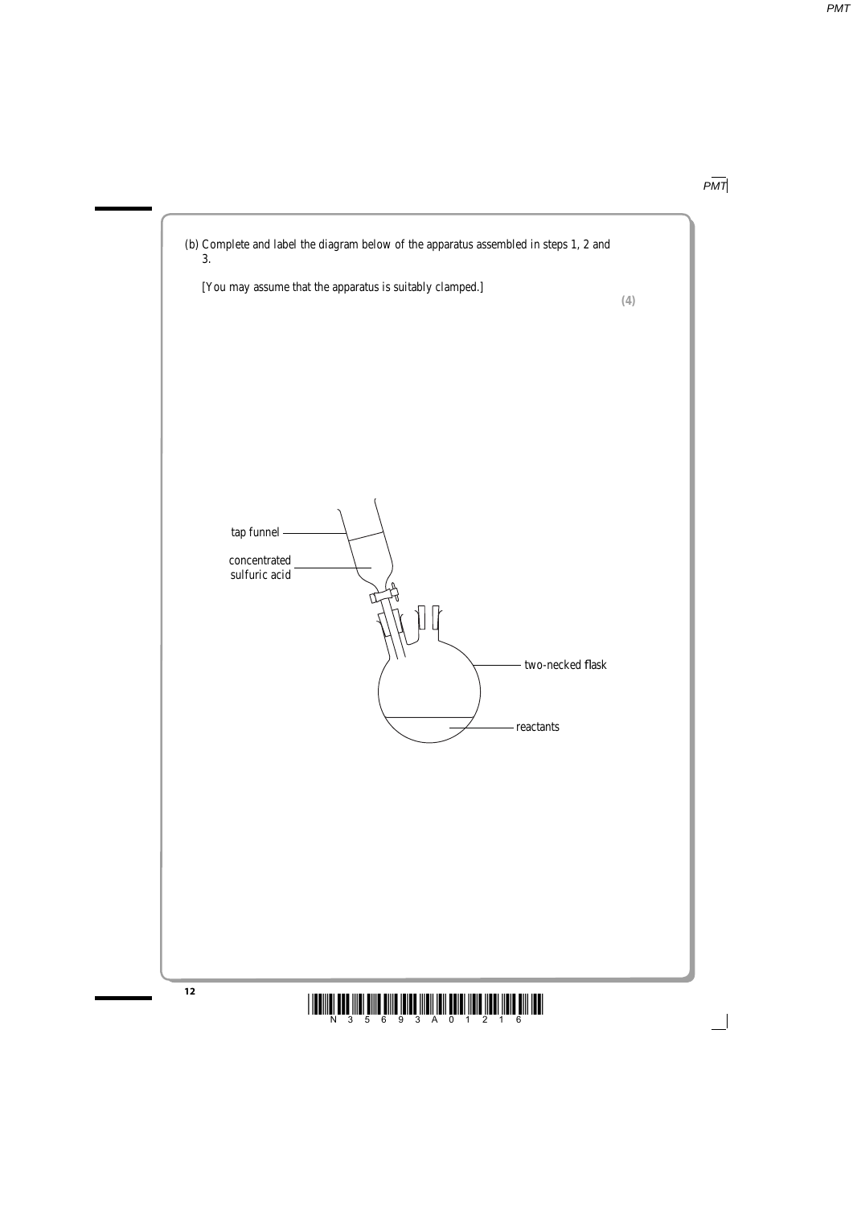(b) Complete and label the diagram below of the apparatus assembled in steps 1, 2 and 3.

[You may assume that the apparatus is suitably clamped.]

**(4)**

tap funnel

concentrated sulfuric acid

two-necked flask

reactants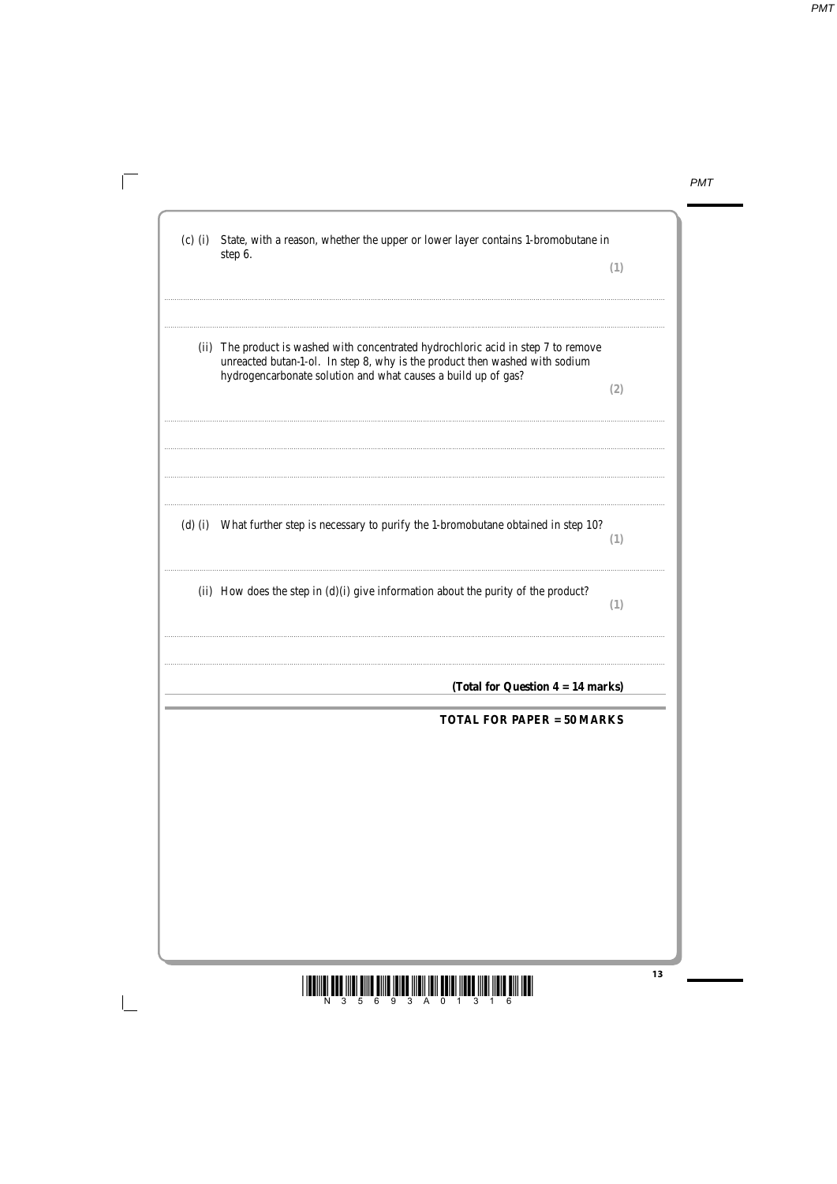(c) (i) State, with a reason, whether the upper or lower layer contains 1-bromobutane in step 6.
**(1)**

..............................................................................................................................................

..............................................................................................................................................

(ii) The product is washed with concentrated hydrochloric acid in step 7 to remove unreacted butan-1-ol. In step 8, why is the product then washed with sodium hydrogencarbonate solution and what causes a build up of gas?
**(2)**

..............................................................................................................................................

..............................................................................................................................................

..............................................................................................................................................

..............................................................................................................................................

(d) (i) What further step is necessary to purify the 1-bromobutane obtained in step 10?
**(1)**

..............................................................................................................................................

(ii) How does the step in (d)(i) give information about the purity of the product?
**(1)**

..............................................................................................................................................

..............................................................................................................................................

**(Total for Question 4 = 14 marks)**

**TOTAL FOR PAPER = 50 MARKS**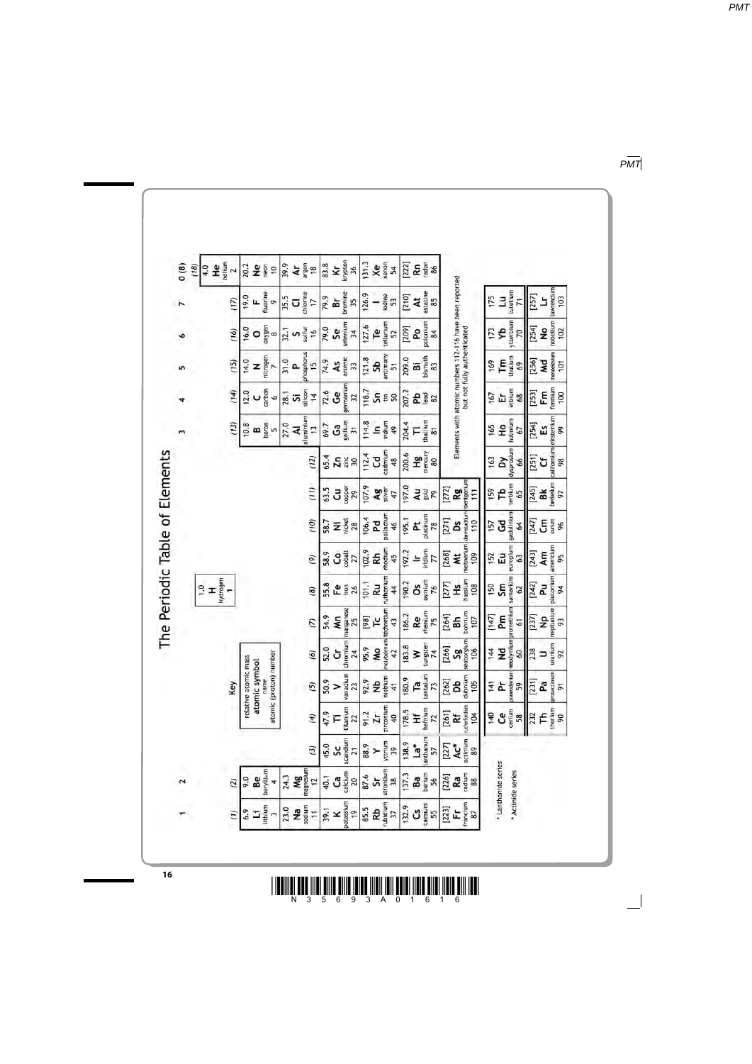# The Periodic Table of Elements

**Key**

relative atomic mass
atomic symbol
name
atomic (proton) number

| 1 (1) | 2 (2) | (3) | (4) | (5) | (6) | (7) | (8) | (9) | (10) | (11) | (12) | 3 (13) | 4 (14) | 5 (15) | 6 (16) | 7 (17) | 0 (8) (18) |
|---|---|---|---|---|---|---|---|---|---|---|---|---|---|---|---|---|---|
| | | | | | | | 1.0 H hydrogen 1 | | | | | | | | | | 4.0 He helium 2 |
| 6.9 Li lithium 3 | 9.0 Be beryllium 4 | | | | | | | | | | | 10.8 B boron 5 | 12.0 C carbon 6 | 14.0 N nitrogen 7 | 16.0 O oxygen 8 | 19.0 F fluorine 9 | 20.2 Ne neon 10 |
| 23.0 Na sodium 11 | 24.3 Mg magnesium 12 | | | | | | | | | | | 27.0 Al aluminium 13 | 28.1 Si silicon 14 | 31.0 P phosphorus 15 | 32.1 S sulfur 16 | 35.5 Cl chlorine 17 | 39.9 Ar argon 18 |
| 39.1 K potassium 19 | 40.1 Ca calcium 20 | 45.0 Sc scandium 21 | 47.9 Ti titanium 22 | 50.9 V vanadium 23 | 52.0 Cr chromium 24 | 54.9 Mn manganese 25 | 55.8 Fe iron 26 | 58.9 Co cobalt 27 | 58.7 Ni nickel 28 | 63.5 Cu copper 29 | 65.4 Zn zinc 30 | 69.7 Ga gallium 31 | 72.6 Ge germanium 32 | 74.9 As arsenic 33 | 79.0 Se selenium 34 | 79.9 Br bromine 35 | 83.8 Kr krypton 36 |
| 85.5 Rb rubidium 37 | 87.6 Sr strontium 38 | 88.9 Y yttrium 39 | 91.2 Zr zirconium 40 | 92.9 Nb niobium 41 | 95.9 Mo molybdenum 42 | [98] Tc technetium 43 | 101.1 Ru ruthenium 44 | 102.9 Rh rhodium 45 | 106.4 Pd palladium 46 | 107.9 Ag silver 47 | 112.4 Cd cadmium 48 | 114.8 In indium 49 | 118.7 Sn tin 50 | 121.8 Sb antimony 51 | 127.6 Te tellurium 52 | 126.9 I iodine 53 | 131.3 Xe xenon 54 |
| 132.9 Cs caesium 55 | 137.3 Ba barium 56 | 138.9 La* lanthanum 57 | 178.5 Hf hafnium 72 | 180.9 Ta tantalum 73 | 183.8 W tungsten 74 | 186.2 Re rhenium 75 | 190.2 Os osmium 76 | 192.2 Ir iridium 77 | 195.1 Pt platinum 78 | 197.0 Au gold 79 | 200.6 Hg mercury 80 | 204.4 Tl thallium 81 | 207.2 Pb lead 82 | 209.0 Bi bismuth 83 | [209] Po polonium 84 | [210] At astatine 85 | [222] Rn radon 86 |
| [223] Fr francium 87 | [226] Ra radium 88 | [227] Ac* actinium 89 | [261] Rf rutherfordium 104 | [262] Db dubnium 105 | [266] Sg seaborgium 106 | [264] Bh bohrium 107 | [277] Hs hassium 108 | [268] Mt meitnerium 109 | [271] Ds darmstadtium 110 | [272] Rg roentgenium 111 | Elements with atomic numbers 112-116 have been reported but not fully authenticated | | | | | | |

| | | | | | | | | | | | | | | |
|---|---|---|---|---|---|---|---|---|---|---|---|---|---|---|
| * Lanthanide series | 140 Ce cerium 58 | 141 Pr praseodymium 59 | 144 Nd neodymium 60 | [147] Pm promethium 61 | 150 Sm samarium 62 | 152 Eu europium 63 | 157 Gd gadolinium 64 | 159 Tb terbium 65 | 163 Dy dysprosium 66 | 165 Ho holmium 67 | 167 Er erbium 68 | 169 Tm thulium 69 | 173 Yb ytterbium 70 | 175 Lu lutetium 71 |
| * Actinide series | 232 Th thorium 90 | [231] Pa protactinium 91 | 238 U uranium 92 | [237] Np neptunium 93 | [242] Pu plutonium 94 | [243] Am americium 95 | [247] Cm curium 96 | [245] Bk berkelium 97 | [251] Cf californium 98 | [254] Es einsteinium 99 | [253] Fm fermium 100 | [256] Md mendelevium 101 | [254] No nobelium 102 | [257] Lr lawrencium 103 |